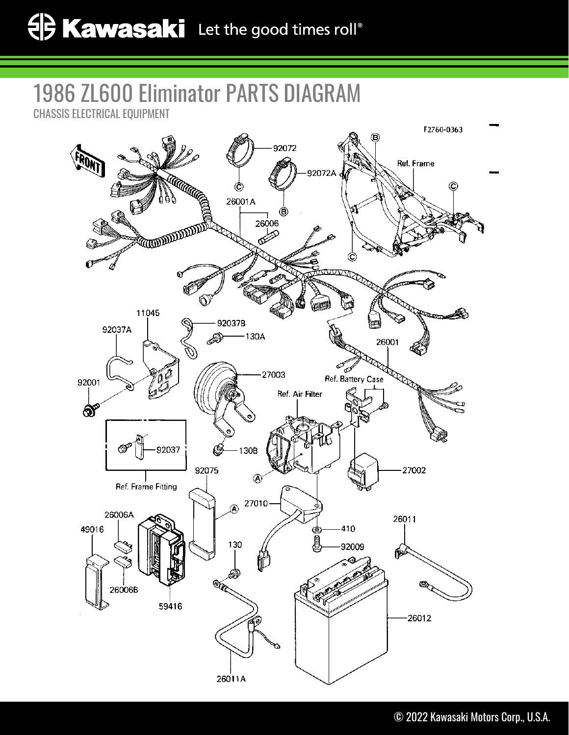# 1986 ZL600 Eliminator PARTS DIAGRAM

CHASSIS ELECTRICAL EQUIPMENT

F2760-0363

FRONT

92072

92072A

Ref. Frame

26001A

26006

11045

92037A

92037B

130A

26001

92001

27003

Ref. Battery Case

Ref. Air Filter

92037

130B

Ref. Frame Fitting

92075

27002

27010

26006A

49016

410

92009

26011

130

26006B

59416

26012

26011A

© 2022 Kawasaki Motors Corp., U.S.A.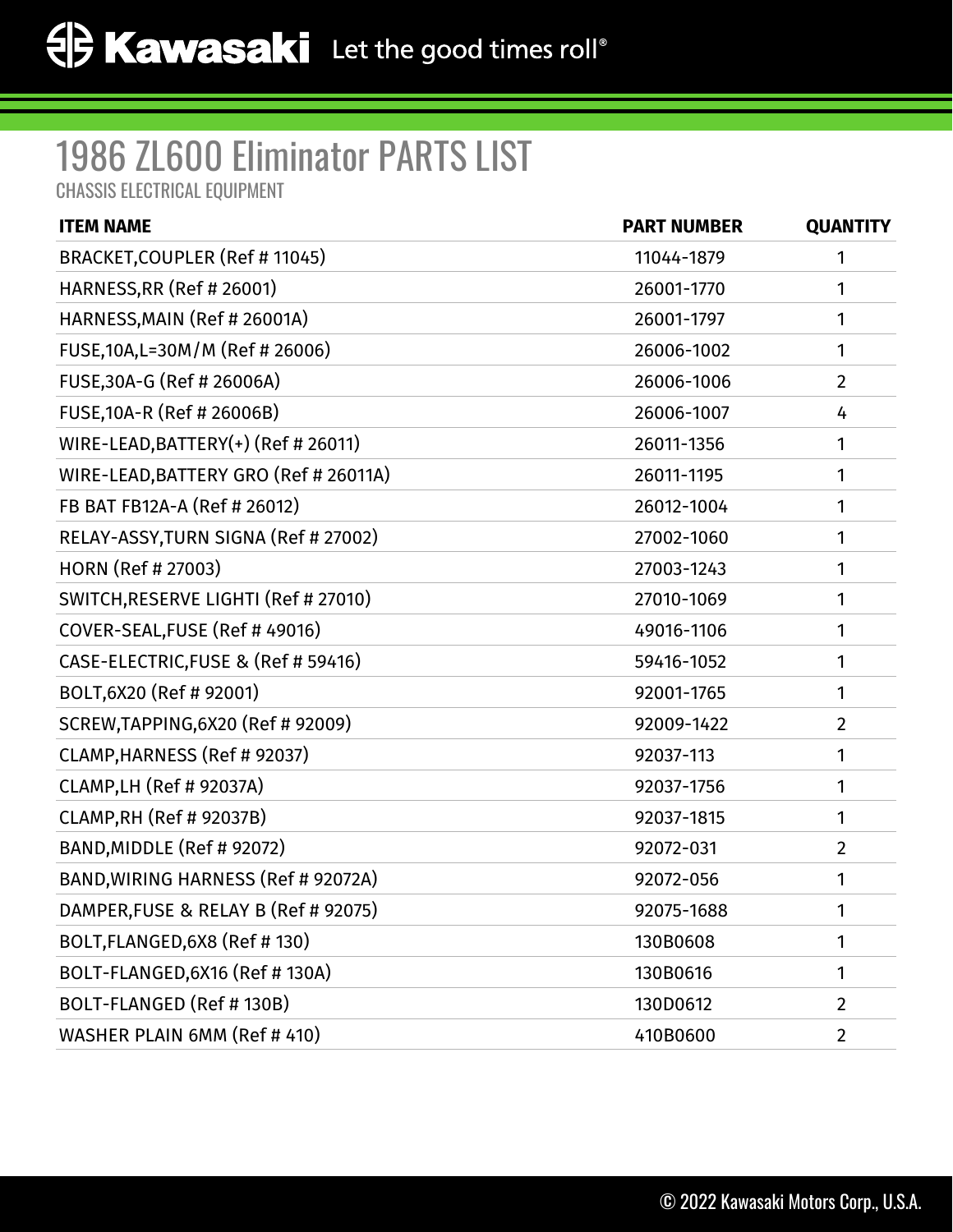# 1986 ZL600 Eliminator PARTS LIST

CHASSIS ELECTRICAL EQUIPMENT

| ITEM NAME | PART NUMBER | QUANTITY |
|---|---|---|
| BRACKET,COUPLER (Ref # 11045) | 11044-1879 | 1 |
| HARNESS,RR (Ref # 26001) | 26001-1770 | 1 |
| HARNESS,MAIN (Ref # 26001A) | 26001-1797 | 1 |
| FUSE,10A,L=30M/M (Ref # 26006) | 26006-1002 | 1 |
| FUSE,30A-G (Ref # 26006A) | 26006-1006 | 2 |
| FUSE,10A-R (Ref # 26006B) | 26006-1007 | 4 |
| WIRE-LEAD,BATTERY(+) (Ref # 26011) | 26011-1356 | 1 |
| WIRE-LEAD,BATTERY GRO (Ref # 26011A) | 26011-1195 | 1 |
| FB BAT FB12A-A (Ref # 26012) | 26012-1004 | 1 |
| RELAY-ASSY,TURN SIGNA (Ref # 27002) | 27002-1060 | 1 |
| HORN (Ref # 27003) | 27003-1243 | 1 |
| SWITCH,RESERVE LIGHTI (Ref # 27010) | 27010-1069 | 1 |
| COVER-SEAL,FUSE (Ref # 49016) | 49016-1106 | 1 |
| CASE-ELECTRIC,FUSE & (Ref # 59416) | 59416-1052 | 1 |
| BOLT,6X20 (Ref # 92001) | 92001-1765 | 1 |
| SCREW,TAPPING,6X20 (Ref # 92009) | 92009-1422 | 2 |
| CLAMP,HARNESS (Ref # 92037) | 92037-113 | 1 |
| CLAMP,LH (Ref # 92037A) | 92037-1756 | 1 |
| CLAMP,RH (Ref # 92037B) | 92037-1815 | 1 |
| BAND,MIDDLE (Ref # 92072) | 92072-031 | 2 |
| BAND,WIRING HARNESS (Ref # 92072A) | 92072-056 | 1 |
| DAMPER,FUSE & RELAY B (Ref # 92075) | 92075-1688 | 1 |
| BOLT,FLANGED,6X8 (Ref # 130) | 130B0608 | 1 |
| BOLT-FLANGED,6X16 (Ref # 130A) | 130B0616 | 1 |
| BOLT-FLANGED (Ref # 130B) | 130D0612 | 2 |
| WASHER PLAIN 6MM (Ref # 410) | 410B0600 | 2 |